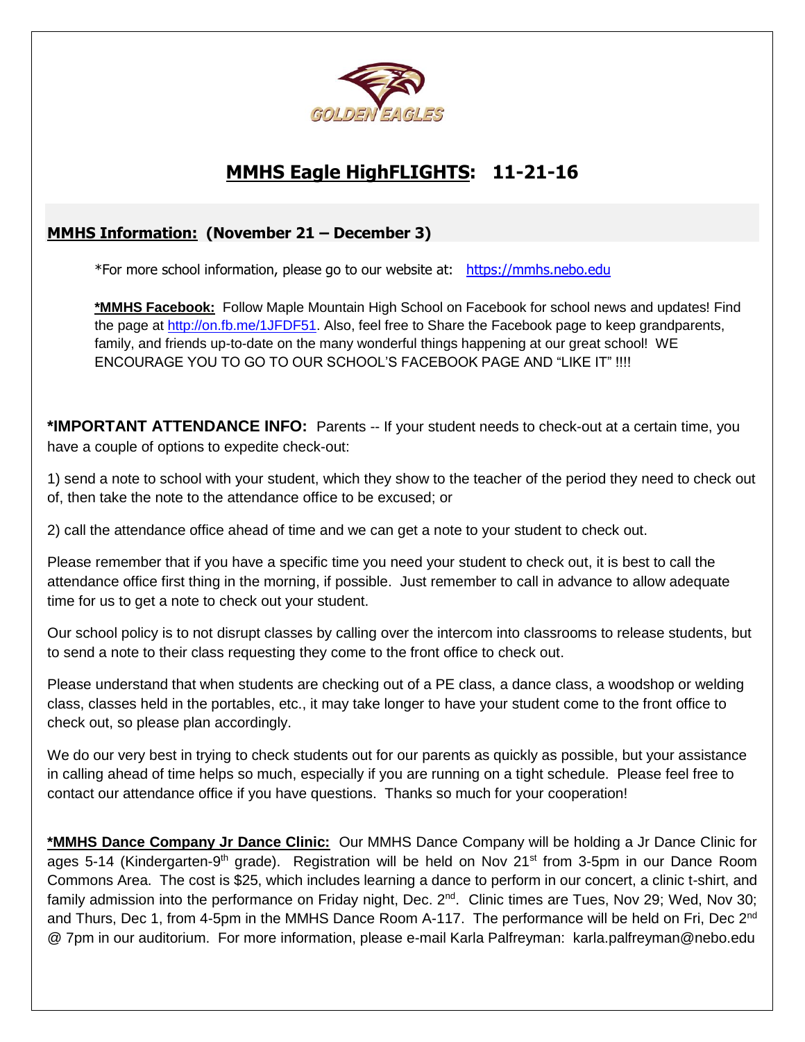# MMHS Eagle HighFLIGHTS: 11-21-16

## MMHS Information: (November 21 – December 3)

*For more school information, please go to our website at: https://mmhs.nebo.edu

***MMHS Facebook:** Follow Maple Mountain High School on Facebook for school news and updates! Find the page at http://on.fb.me/1JFDF51. Also, feel free to Share the Facebook page to keep grandparents, family, and friends up-to-date on the many wonderful things happening at our great school! WE ENCOURAGE YOU TO GO TO OUR SCHOOL'S FACEBOOK PAGE AND "LIKE IT" !!!!

***IMPORTANT ATTENDANCE INFO:** Parents -- If your student needs to check-out at a certain time, you have a couple of options to expedite check-out:

1) send a note to school with your student, which they show to the teacher of the period they need to check out of, then take the note to the attendance office to be excused; or

2) call the attendance office ahead of time and we can get a note to your student to check out.

Please remember that if you have a specific time you need your student to check out, it is best to call the attendance office first thing in the morning, if possible. Just remember to call in advance to allow adequate time for us to get a note to check out your student.

Our school policy is to not disrupt classes by calling over the intercom into classrooms to release students, but to send a note to their class requesting they come to the front office to check out.

Please understand that when students are checking out of a PE class, a dance class, a woodshop or welding class, classes held in the portables, etc., it may take longer to have your student come to the front office to check out, so please plan accordingly.

We do our very best in trying to check students out for our parents as quickly as possible, but your assistance in calling ahead of time helps so much, especially if you are running on a tight schedule. Please feel free to contact our attendance office if you have questions. Thanks so much for your cooperation!

***MMHS Dance Company Jr Dance Clinic:** Our MMHS Dance Company will be holding a Jr Dance Clinic for ages 5-14 (Kindergarten-9th grade). Registration will be held on Nov 21st from 3-5pm in our Dance Room Commons Area. The cost is $25, which includes learning a dance to perform in our concert, a clinic t-shirt, and family admission into the performance on Friday night, Dec. 2nd. Clinic times are Tues, Nov 29; Wed, Nov 30; and Thurs, Dec 1, from 4-5pm in the MMHS Dance Room A-117. The performance will be held on Fri, Dec 2nd @ 7pm in our auditorium. For more information, please e-mail Karla Palfreyman: karla.palfreyman@nebo.edu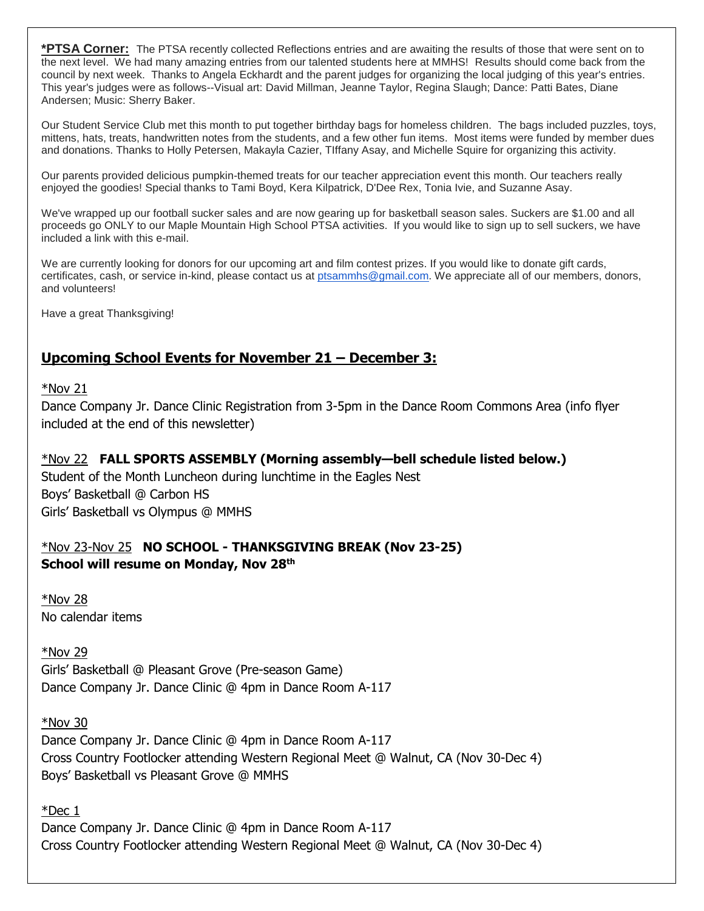**\*PTSA Corner:** The PTSA recently collected Reflections entries and are awaiting the results of those that were sent on to the next level. We had many amazing entries from our talented students here at MMHS! Results should come back from the council by next week. Thanks to Angela Eckhardt and the parent judges for organizing the local judging of this year's entries. This year's judges were as follows--Visual art: David Millman, Jeanne Taylor, Regina Slaugh; Dance: Patti Bates, Diane Andersen; Music: Sherry Baker.

Our Student Service Club met this month to put together birthday bags for homeless children. The bags included puzzles, toys, mittens, hats, treats, handwritten notes from the students, and a few other fun items. Most items were funded by member dues and donations. Thanks to Holly Petersen, Makayla Cazier, TIffany Asay, and Michelle Squire for organizing this activity.

Our parents provided delicious pumpkin-themed treats for our teacher appreciation event this month. Our teachers really enjoyed the goodies! Special thanks to Tami Boyd, Kera Kilpatrick, D'Dee Rex, Tonia Ivie, and Suzanne Asay.

We've wrapped up our football sucker sales and are now gearing up for basketball season sales. Suckers are $1.00 and all proceeds go ONLY to our Maple Mountain High School PTSA activities. If you would like to sign up to sell suckers, we have included a link with this e-mail.

We are currently looking for donors for our upcoming art and film contest prizes. If you would like to donate gift cards, certificates, cash, or service in-kind, please contact us at ptsammhs@gmail.com. We appreciate all of our members, donors, and volunteers!

Have a great Thanksgiving!

## Upcoming School Events for November 21 – December 3:

*Nov 21

Dance Company Jr. Dance Clinic Registration from 3-5pm in the Dance Room Commons Area (info flyer included at the end of this newsletter)

*Nov 22 **FALL SPORTS ASSEMBLY (Morning assembly—bell schedule listed below.)**

Student of the Month Luncheon during lunchtime in the Eagles Nest

Boys' Basketball @ Carbon HS

Girls' Basketball vs Olympus @ MMHS

*Nov 23-Nov 25 **NO SCHOOL - THANKSGIVING BREAK (Nov 23-25)**

**School will resume on Monday, Nov 28th**

*Nov 28

No calendar items

*Nov 29

Girls' Basketball @ Pleasant Grove (Pre-season Game)

Dance Company Jr. Dance Clinic @ 4pm in Dance Room A-117

*Nov 30

Dance Company Jr. Dance Clinic @ 4pm in Dance Room A-117

Cross Country Footlocker attending Western Regional Meet @ Walnut, CA (Nov 30-Dec 4)

Boys' Basketball vs Pleasant Grove @ MMHS

*Dec 1

Dance Company Jr. Dance Clinic @ 4pm in Dance Room A-117

Cross Country Footlocker attending Western Regional Meet @ Walnut, CA (Nov 30-Dec 4)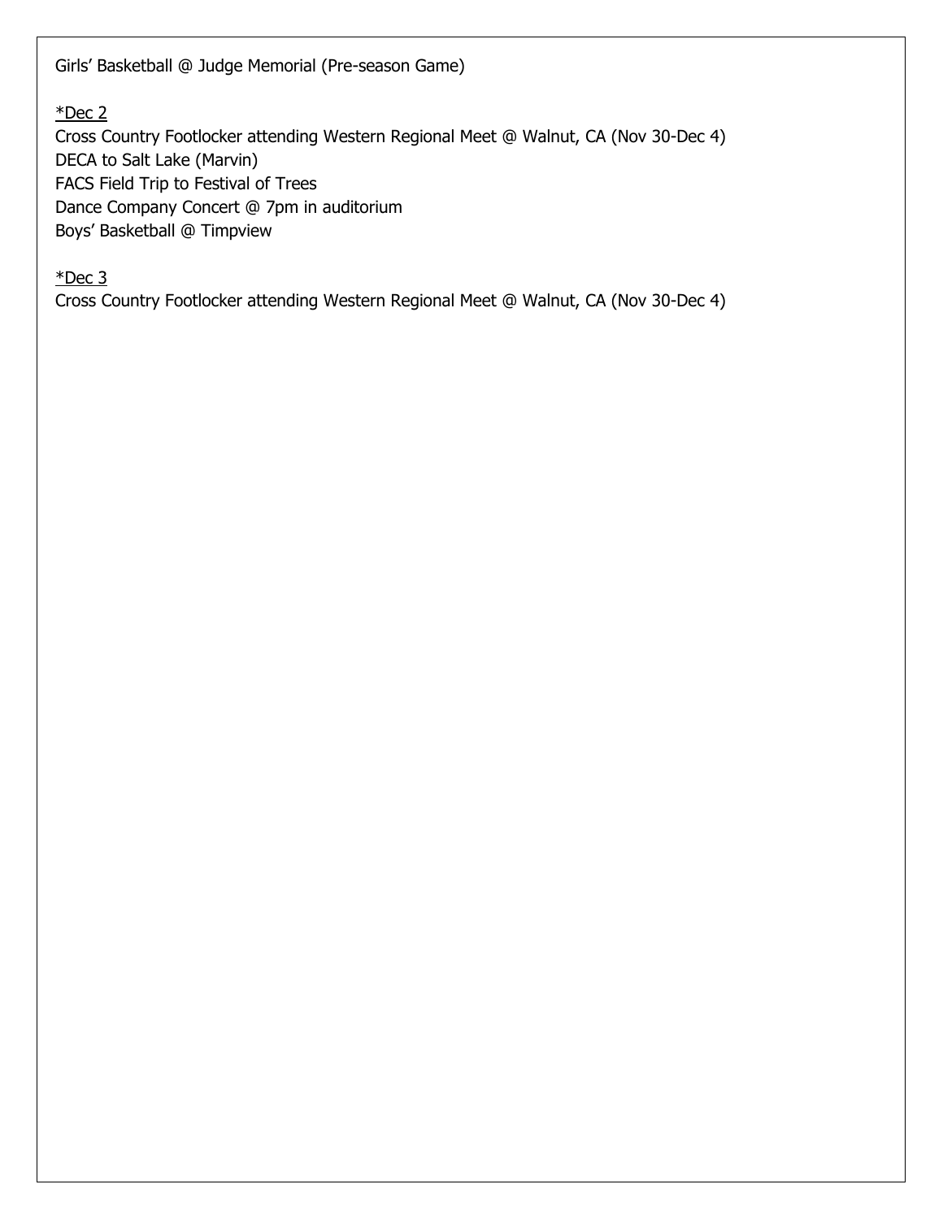Girls' Basketball @ Judge Memorial (Pre-season Game)

*Dec 2
Cross Country Footlocker attending Western Regional Meet @ Walnut, CA (Nov 30-Dec 4)
DECA to Salt Lake (Marvin)
FACS Field Trip to Festival of Trees
Dance Company Concert @ 7pm in auditorium
Boys' Basketball @ Timpview

*Dec 3
Cross Country Footlocker attending Western Regional Meet @ Walnut, CA (Nov 30-Dec 4)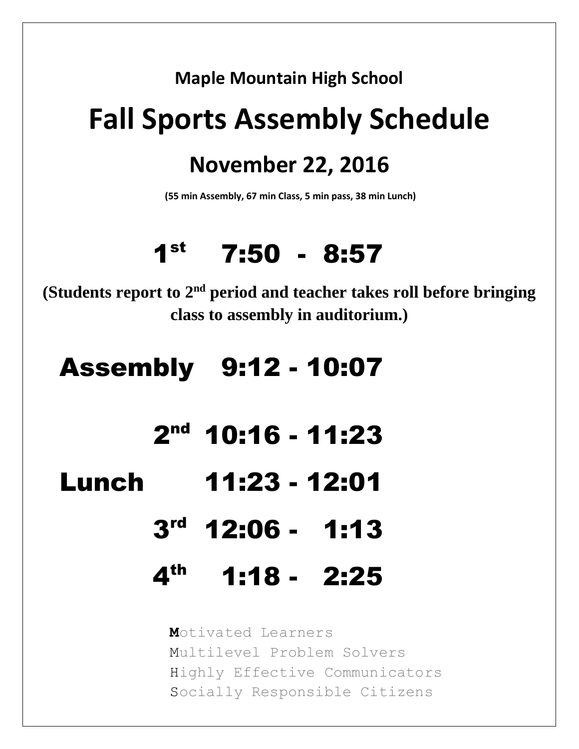**Maple Mountain High School**

# Fall Sports Assembly Schedule

## November 22, 2016

**(55 min Assembly, 67 min Class, 5 min pass, 38 min Lunch)**

**1st 7:50 - 8:57**

**(Students report to 2nd period and teacher takes roll before bringing class to assembly in auditorium.)**

**Assembly 9:12 - 10:07**

**2nd 10:16 - 11:23**

**Lunch 11:23 - 12:01**

**3rd 12:06 - 1:13**

**4th 1:18 - 2:25**

**M**otivated Learners
Multilevel Problem Solvers
Highly Effective Communicators
Socially Responsible Citizens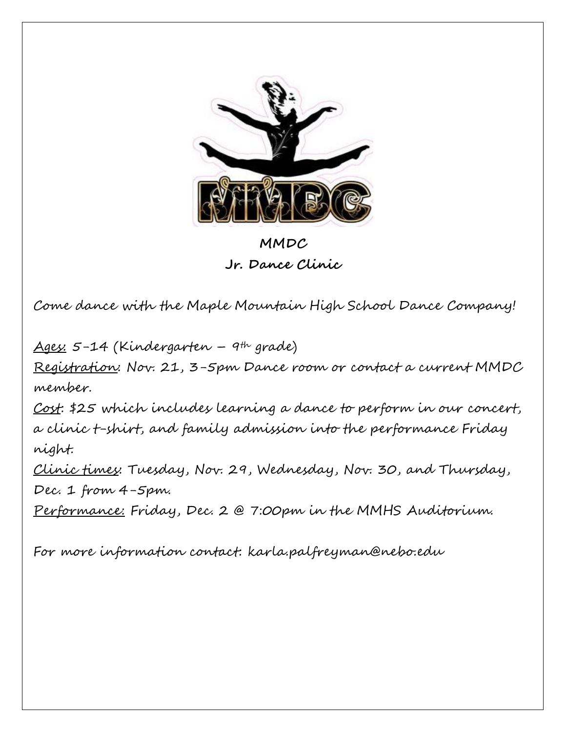**MMDC**
**Jr. Dance Clinic**

Come dance with the Maple Mountain High School Dance Company!

Ages: 5-14 (Kindergarten – 9th grade)
Registration: Nov. 21, 3-5pm Dance room or contact a current MMDC member.
Cost: $25 which includes learning a dance to perform in our concert, a clinic t-shirt, and family admission into the performance Friday night.
Clinic times: Tuesday, Nov. 29, Wednesday, Nov. 30, and Thursday, Dec. 1 from 4-5pm.
Performance: Friday, Dec. 2 @ 7:00pm in the MMHS Auditorium.

For more information contact: karla.palfreyman@nebo.edu